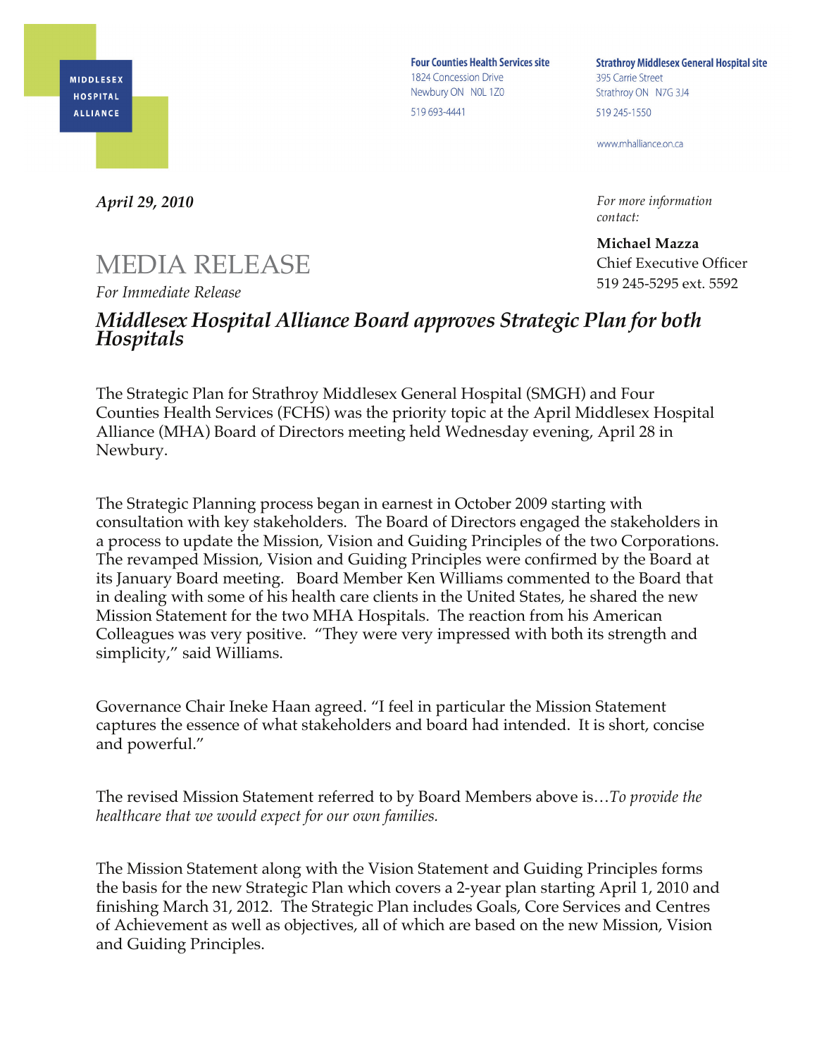MIDDLESEX HOSPITAL ALLIANCE

**Four Counties Health Services site**
1824 Concession Drive
Newbury ON N0L 1Z0
519 693-4441

**Strathroy Middlesex General Hospital site**
395 Carrie Street
Strathroy ON N7G 3J4
519 245-1550

www.mhalliance.on.ca

***April 29, 2010***

*For more information contact:*

**Michael Mazza**
Chief Executive Officer
519 245-5295 ext. 5592

# MEDIA RELEASE

*For Immediate Release*

## *Middlesex Hospital Alliance Board approves Strategic Plan for both Hospitals*

The Strategic Plan for Strathroy Middlesex General Hospital (SMGH) and Four Counties Health Services (FCHS) was the priority topic at the April Middlesex Hospital Alliance (MHA) Board of Directors meeting held Wednesday evening, April 28 in Newbury.

The Strategic Planning process began in earnest in October 2009 starting with consultation with key stakeholders. The Board of Directors engaged the stakeholders in a process to update the Mission, Vision and Guiding Principles of the two Corporations. The revamped Mission, Vision and Guiding Principles were confirmed by the Board at its January Board meeting. Board Member Ken Williams commented to the Board that in dealing with some of his health care clients in the United States, he shared the new Mission Statement for the two MHA Hospitals. The reaction from his American Colleagues was very positive. "They were very impressed with both its strength and simplicity," said Williams.

Governance Chair Ineke Haan agreed. "I feel in particular the Mission Statement captures the essence of what stakeholders and board had intended. It is short, concise and powerful."

The revised Mission Statement referred to by Board Members above is…*To provide the healthcare that we would expect for our own families.*

The Mission Statement along with the Vision Statement and Guiding Principles forms the basis for the new Strategic Plan which covers a 2-year plan starting April 1, 2010 and finishing March 31, 2012. The Strategic Plan includes Goals, Core Services and Centres of Achievement as well as objectives, all of which are based on the new Mission, Vision and Guiding Principles.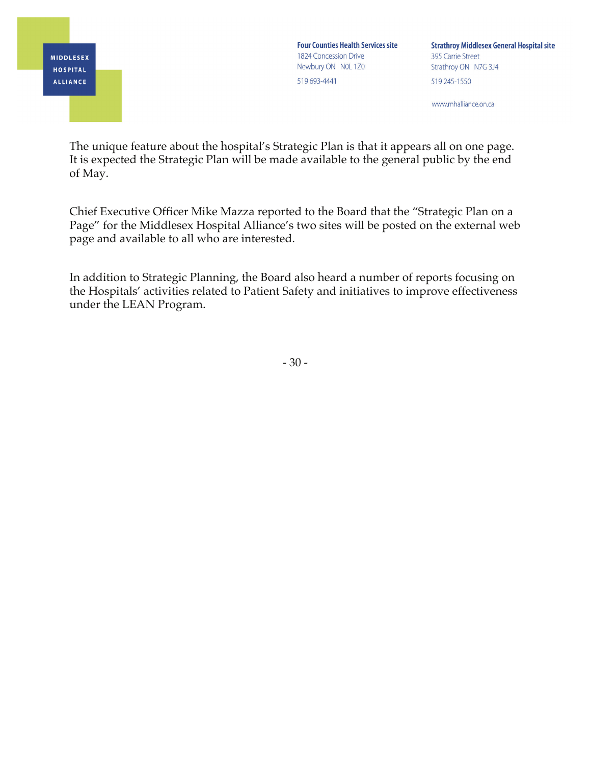The unique feature about the hospital's Strategic Plan is that it appears all on one page. It is expected the Strategic Plan will be made available to the general public by the end of May.

Chief Executive Officer Mike Mazza reported to the Board that the "Strategic Plan on a Page" for the Middlesex Hospital Alliance's two sites will be posted on the external web page and available to all who are interested.

In addition to Strategic Planning, the Board also heard a number of reports focusing on the Hospitals' activities related to Patient Safety and initiatives to improve effectiveness under the LEAN Program.